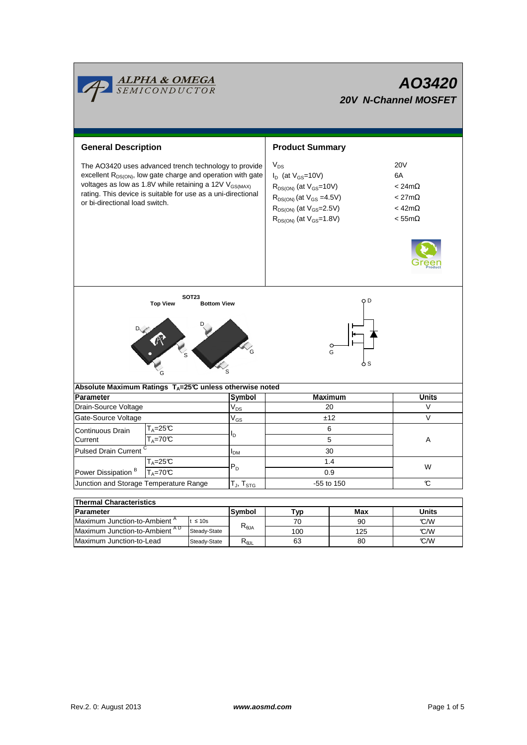ALPHA & OMEGA SEMICONDUCTOR

# AO3420

## 20V N-Channel MOSFET

## General Description

The AO3420 uses advanced trench technology to provide excellent $R_{DS(ON)}$, low gate charge and operation with gate voltages as low as 1.8V while retaining a 12V $V_{GS(MAX)}$ rating. This device is suitable for use as a uni-directional or bi-directional load switch.

## Product Summary

| | |
|---|---|
| $V_{DS}$ | 20V |
| $I_D$ (at $V_{GS}$=10V) | 6A |
| $R_{DS(ON)}$ (at $V_{GS}$=10V) | < 24mΩ |
| $R_{DS(ON)}$ (at $V_{GS}$ =4.5V) | < 27mΩ |
| $R_{DS(ON)}$ (at $V_{GS}$=2.5V) | < 42mΩ |
| $R_{DS(ON)}$ (at $V_{GS}$=1.8V) | < 55mΩ |

Green Product

SOT23

Top View Bottom View

D S G D G S

D G S

**Absolute Maximum Ratings $T_A$=25℃ unless otherwise noted**

| Parameter | | Symbol | Maximum | Units |
|---|---|---|---|---|
| Drain-Source Voltage | | $V_{DS}$ | 20 | V |
| Gate-Source Voltage | | $V_{GS}$ | ±12 | V |
| Continuous Drain Current | $T_A$=25℃ | $I_D$ | 6 | A |
| | $T_A$=70℃ | | 5 | |
| Pulsed Drain Current [C] | | $I_{DM}$ | 30 | |
| Power Dissipation [B] | $T_A$=25℃ | $P_D$ | 1.4 | W |
| | $T_A$=70℃ | | 0.9 | |
| Junction and Storage Temperature Range | | $T_J$, $T_{STG}$ | -55 to 150 | ℃ |

**Thermal Characteristics**

| Parameter | | Symbol | Typ | Max | Units |
|---|---|---|---|---|---|
| Maximum Junction-to-Ambient [A] | t ≤ 10s | $R_{\theta JA}$ | 70 | 90 | ℃/W |
| Maximum Junction-to-Ambient [A D] | Steady-State | | 100 | 125 | ℃/W |
| Maximum Junction-to-Lead | Steady-State | $R_{\theta JL}$ | 63 | 80 | ℃/W |

Rev.2. 0: August 2013 www.aosmd.com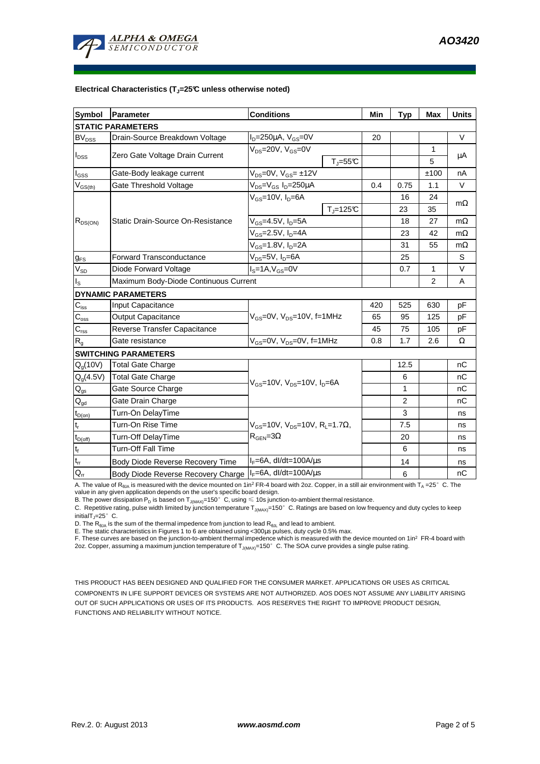**Electrical Characteristics ($T_J$=25°C unless otherwise noted)**

| Symbol | Parameter | Conditions | | Min | Typ | Max | Units |
|---|---|---|---|---|---|---|---|
| **STATIC PARAMETERS** | | | | | | | |
| $BV_{DSS}$ | Drain-Source Breakdown Voltage | $I_D$=250µA, $V_{GS}$=0V | | 20 | | | V |
| $I_{DSS}$ | Zero Gate Voltage Drain Current | $V_{DS}$=20V, $V_{GS}$=0V | | | | 1 | µA |
| | | | $T_J$=55°C | | | 5 | |
| $I_{GSS}$ | Gate-Body leakage current | $V_{DS}$=0V, $V_{GS}$= ±12V | | | | ±100 | nA |
| $V_{GS(th)}$ | Gate Threshold Voltage | $V_{DS}$=$V_{GS}$ $I_D$=250µA | | 0.4 | 0.75 | 1.1 | V |
| $R_{DS(ON)}$ | Static Drain-Source On-Resistance | $V_{GS}$=10V, $I_D$=6A | | | 16 | 24 | mΩ |
| | | | $T_J$=125°C | | 23 | 35 | |
| | | $V_{GS}$=4.5V, $I_D$=5A | | | 18 | 27 | mΩ |
| | | $V_{GS}$=2.5V, $I_D$=4A | | | 23 | 42 | mΩ |
| | | $V_{GS}$=1.8V, $I_D$=2A | | | 31 | 55 | mΩ |
| $g_{FS}$ | Forward Transconductance | $V_{DS}$=5V, $I_D$=6A | | | 25 | | S |
| $V_{SD}$ | Diode Forward Voltage | $I_S$=1A,$V_{GS}$=0V | | | 0.7 | 1 | V |
| $I_S$ | Maximum Body-Diode Continuous Current | | | | | 2 | A |
| **DYNAMIC PARAMETERS** | | | | | | | |
| $C_{iss}$ | Input Capacitance | $V_{GS}$=0V, $V_{DS}$=10V, f=1MHz | | 420 | 525 | 630 | pF |
| $C_{oss}$ | Output Capacitance | | | 65 | 95 | 125 | pF |
| $C_{rss}$ | Reverse Transfer Capacitance | | | 45 | 75 | 105 | pF |
| $R_g$ | Gate resistance | $V_{GS}$=0V, $V_{DS}$=0V, f=1MHz | | 0.8 | 1.7 | 2.6 | Ω |
| **SWITCHING PARAMETERS** | | | | | | | |
| $Q_g$(10V) | Total Gate Charge | $V_{GS}$=10V, $V_{DS}$=10V, $I_D$=6A | | | 12.5 | | nC |
| $Q_g$(4.5V) | Total Gate Charge | | | | 6 | | nC |
| $Q_{gs}$ | Gate Source Charge | | | | 1 | | nC |
| $Q_{gd}$ | Gate Drain Charge | | | | 2 | | nC |
| $t_{D(on)}$ | Turn-On DelayTime | $V_{GS}$=10V, $V_{DS}$=10V, $R_L$=1.7Ω, $R_{GEN}$=3Ω | | | 3 | | ns |
| $t_r$ | Turn-On Rise Time | | | | 7.5 | | ns |
| $t_{D(off)}$ | Turn-Off DelayTime | | | | 20 | | ns |
| $t_f$ | Turn-Off Fall Time | | | | 6 | | ns |
| $t_{rr}$ | Body Diode Reverse Recovery Time | $I_F$=6A, dI/dt=100A/µs | | | 14 | | ns |
| $Q_{rr}$ | Body Diode Reverse Recovery Charge | $I_F$=6A, dI/dt=100A/µs | | | 6 | | nC |

A. The value of $R_{\theta JA}$ is measured with the device mounted on 1in² FR-4 board with 2oz. Copper, in a still air environment with $T_A$ =25° C. The value in any given application depends on the user's specific board design.

B. The power dissipation $P_D$ is based on $T_{J(MAX)}$=150° C, using ≤ 10s junction-to-ambient thermal resistance.

C. Repetitive rating, pulse width limited by junction temperature $T_{J(MAX)}$=150° C. Ratings are based on low frequency and duty cycles to keep initial$T_J$=25° C.

D. The $R_{\theta JA}$ is the sum of the thermal impedence from junction to lead $R_{\theta JL}$ and lead to ambient.

E. The static characteristics in Figures 1 to 6 are obtained using <300µs pulses, duty cycle 0.5% max.

F. These curves are based on the junction-to-ambient thermal impedence which is measured with the device mounted on 1in² FR-4 board with 2oz. Copper, assuming a maximum junction temperature of $T_{J(MAX)}$=150° C. The SOA curve provides a single pulse rating.

THIS PRODUCT HAS BEEN DESIGNED AND QUALIFIED FOR THE CONSUMER MARKET. APPLICATIONS OR USES AS CRITICAL COMPONENTS IN LIFE SUPPORT DEVICES OR SYSTEMS ARE NOT AUTHORIZED. AOS DOES NOT ASSUME ANY LIABILITY ARISING OUT OF SUCH APPLICATIONS OR USES OF ITS PRODUCTS. AOS RESERVES THE RIGHT TO IMPROVE PRODUCT DESIGN, FUNCTIONS AND RELIABILITY WITHOUT NOTICE.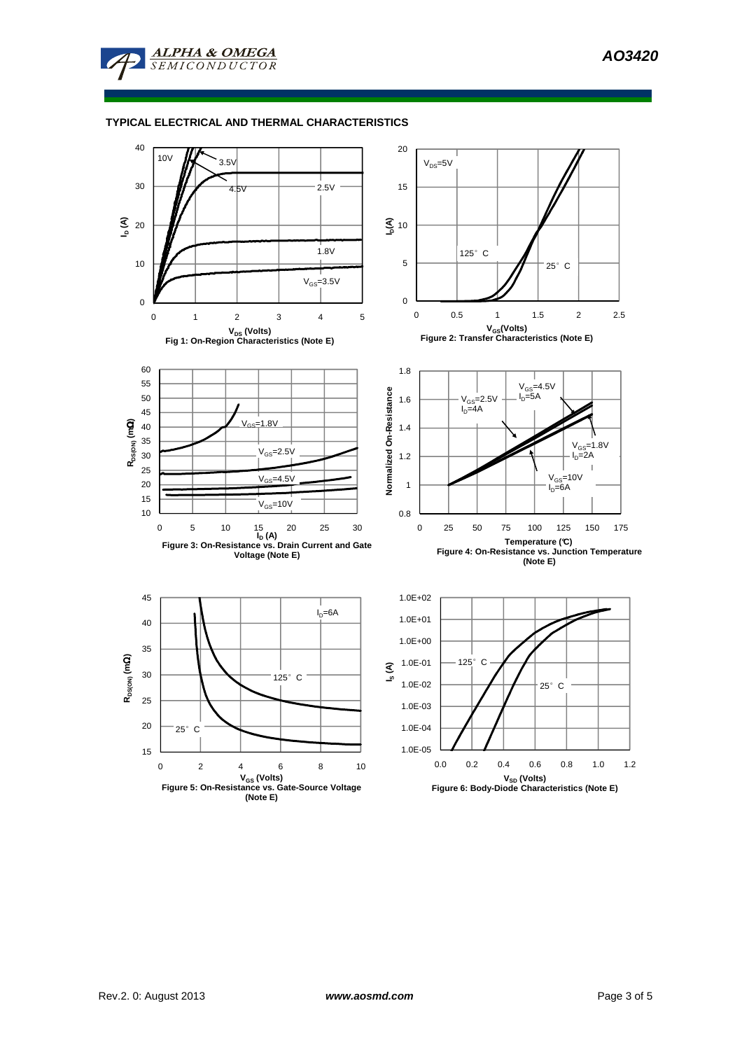### TYPICAL ELECTRICAL AND THERMAL CHARACTERISTICS

Fig 1: On-Region Characteristics (Note E)

Figure 2: Transfer Characteristics (Note E)

Figure 3: On-Resistance vs. Drain Current and Gate Voltage (Note E)

Figure 4: On-Resistance vs. Junction Temperature (Note E)

Figure 5: On-Resistance vs. Gate-Source Voltage (Note E)

Figure 6: Body-Diode Characteristics (Note E)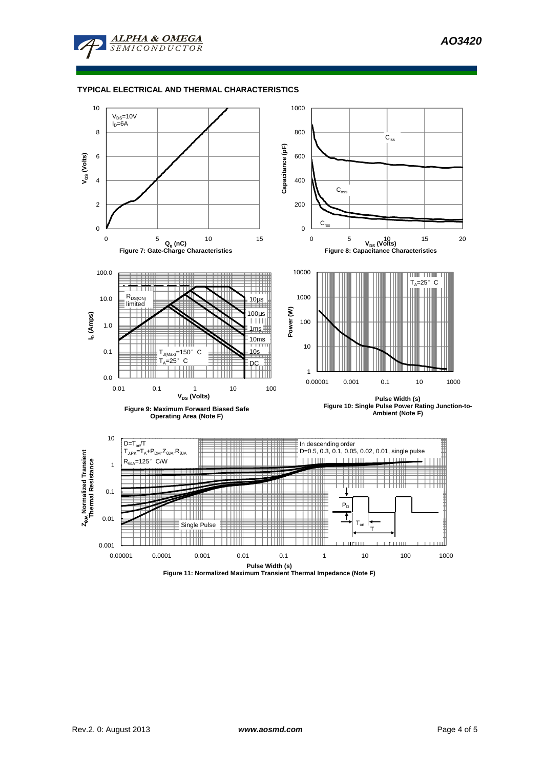## TYPICAL ELECTRICAL AND THERMAL CHARACTERISTICS

$V_{DS}$=10V
$I_D$=6A

$V_{GS}$ (Volts)

0 2 4 6 8 10

0 5 10 15

$Q_g$ (nC)

Figure 7: Gate-Charge Characteristics

Capacitance (pF)

0 200 400 600 800 1000

$C_{iss}$

$C_{oss}$

$C_{rss}$

0 5 10 15 20

$V_{DS}$ (Volts)

Figure 8: Capacitance Characteristics

$I_D$ (Amps)

0.0 0.1 1.0 10.0 100.0

$R_{DS(ON)}$ limited

10µs

100µs

1ms

10ms

10s

DC

$T_{J(Max)}$=150° C
$T_A$=25° C

0.01 0.1 1 10 100

$V_{DS}$ (Volts)

Figure 9: Maximum Forward Biased Safe Operating Area (Note F)

Power (W)

1 10 100 1000 10000

$T_A$=25° C

0.00001 0.001 0.1 10 1000

Pulse Width (s)

Figure 10: Single Pulse Power Rating Junction-to-Ambient (Note F)

$Z_{\theta JA}$ Normalized Transient Thermal Resistance

0.001 0.01 0.1 1 10

$D=T_{on}/T$
$T_{J,PK}=T_A+P_{DM}.Z_{\theta JA}.R_{\theta JA}$
$R_{\theta JA}$=125° C/W

In descending order
D=0.5, 0.3, 0.1, 0.05, 0.02, 0.01, single pulse

Single Pulse

$P_D$

$T_{on}$

T

0.00001 0.0001 0.001 0.01 0.1 1 10 100 1000

Pulse Width (s)

Figure 11: Normalized Maximum Transient Thermal Impedance (Note F)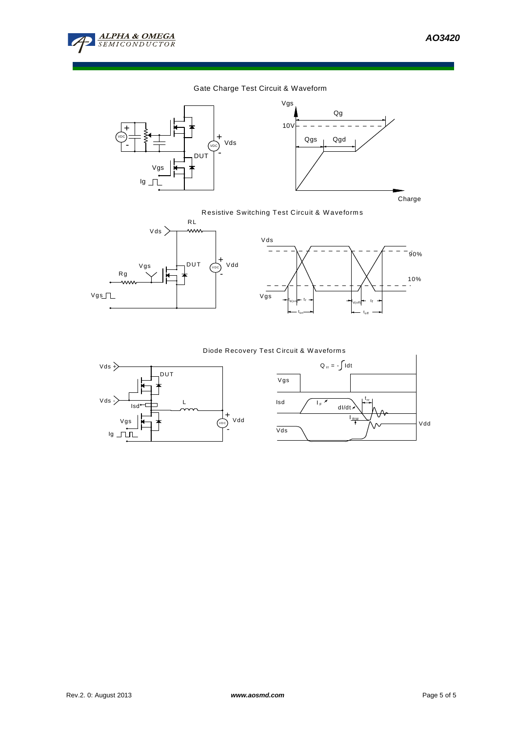Gate Charge Test Circuit & Waveform

+
VDC
-
+
VDC
Vds
-
DUT
Vgs
Ig

Vgs
Qg
10V
Qgs
Qgd
Charge

Resistive Switching Test Circuit & Waveforms

RL
Vds
Vgs
Rg
DUT
+
VDC
Vdd
-
Vgs

Vds
90%
10%
Vgs
$t_{d(on)}$
$t_r$
$t_{on}$
$t_{d(off)}$
$t_f$
$t_{off}$

Diode Recovery Test Circuit & Waveforms

Vds +
DUT
Vds -
Isd
L
Vgs
Ig
+
VDC
Vdd
-

$Q_{rr} = -\int Idt$
Vgs
Isd
$I_F$
dI/dt
$t_{rr}$
$I_{RM}$
Vds
Vdd